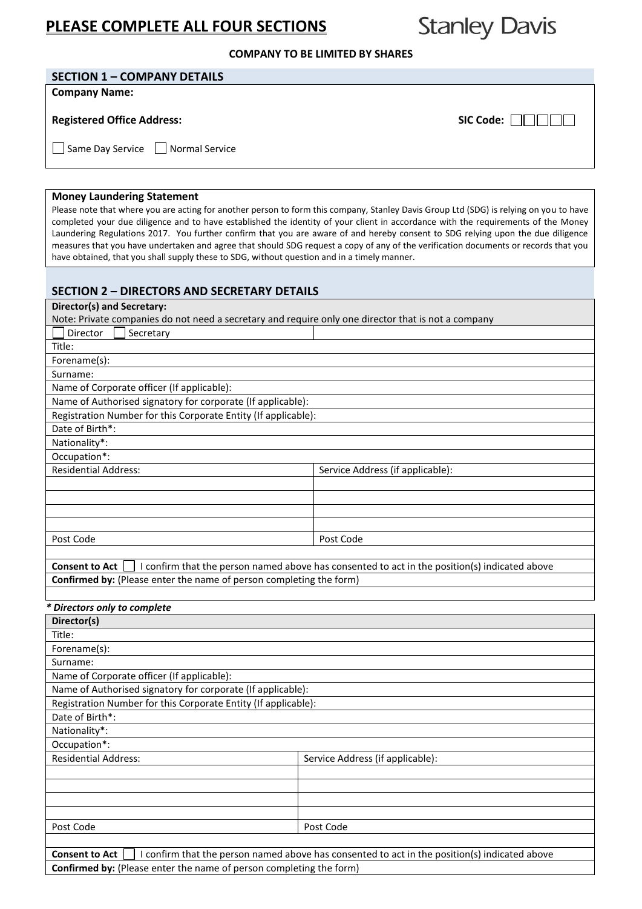# PLEASE COMPLETE ALL FOUR SECTIONS

Stanley Davis

**COMPANY TO BE LIMITED BY SHARES**

## SECTION 1 – COMPANY DETAILS

**Company Name:**

**Registered Office Address:** **SIC Code:** ☐☐☐☐☐

☐ Same Day Service ☐ Normal Service

**Money Laundering Statement**

Please note that where you are acting for another person to form this company, Stanley Davis Group Ltd (SDG) is relying on you to have completed your due diligence and to have established the identity of your client in accordance with the requirements of the Money Laundering Regulations 2017. You further confirm that you are aware of and hereby consent to SDG relying upon the due diligence measures that you have undertaken and agree that should SDG request a copy of any of the verification documents or records that you have obtained, that you shall supply these to SDG, without question and in a timely manner.

## SECTION 2 – DIRECTORS AND SECRETARY DETAILS

| **Director(s) and Secretary:**<br>Note: Private companies do not need a secretary and require only one director that is not a company | |
|---|---|
| ☐ Director ☐ Secretary | |
| Title: | |
| Forename(s): | |
| Surname: | |
| Name of Corporate officer (If applicable): | |
| Name of Authorised signatory for corporate (If applicable): | |
| Registration Number for this Corporate Entity (If applicable): | |
| Date of Birth*: | |
| Nationality*: | |
| Occupation*: | |
| Residential Address: | Service Address (if applicable): |
| | |
| | |
| | |
| | |
| Post Code | Post Code |
| | |
| **Consent to Act** ☐ I confirm that the person named above has consented to act in the position(s) indicated above | |
| **Confirmed by:** (Please enter the name of person completing the form) | |
| | |

***\* Directors only to complete***

| **Director(s)** | |
|---|---|
| Title: | |
| Forename(s): | |
| Surname: | |
| Name of Corporate officer (If applicable): | |
| Name of Authorised signatory for corporate (If applicable): | |
| Registration Number for this Corporate Entity (If applicable): | |
| Date of Birth*: | |
| Nationality*: | |
| Occupation*: | |
| Residential Address: | Service Address (if applicable): |
| | |
| | |
| | |
| | |
| Post Code | Post Code |
| | |
| **Consent to Act** ☐ I confirm that the person named above has consented to act in the position(s) indicated above | |
| **Confirmed by:** (Please enter the name of person completing the form) | |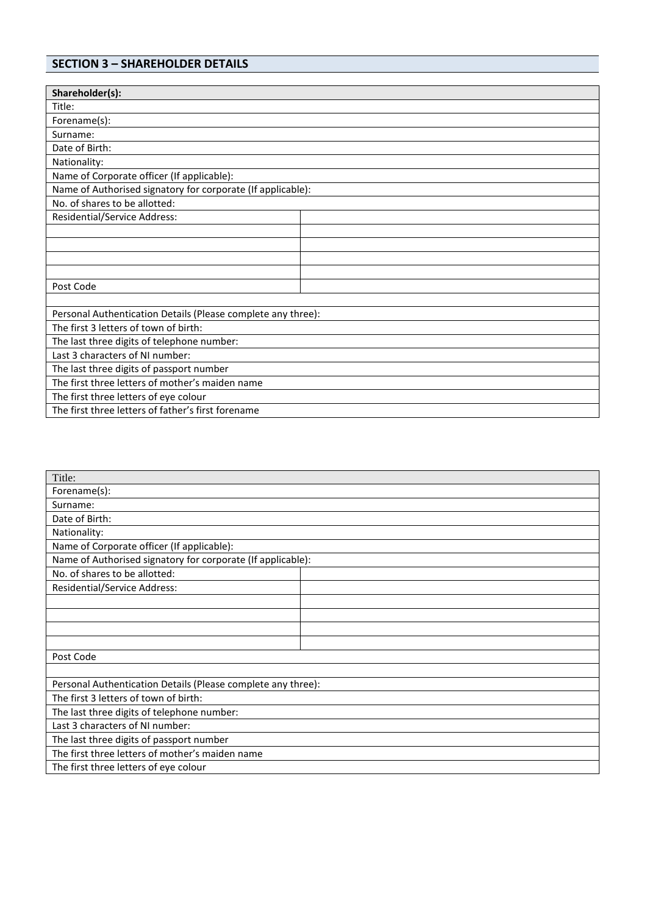## SECTION 3 – SHAREHOLDER DETAILS

| **Shareholder(s):** | |
|---|---|
| Title: | |
| Forename(s): | |
| Surname: | |
| Date of Birth: | |
| Nationality: | |
| Name of Corporate officer (If applicable): | |
| Name of Authorised signatory for corporate (If applicable): | |
| No. of shares to be allotted: | |
| Residential/Service Address: | |
| | |
| | |
| | |
| | |
| Post Code | |
| | |
| Personal Authentication Details (Please complete any three): | |
| The first 3 letters of town of birth: | |
| The last three digits of telephone number: | |
| Last 3 characters of NI number: | |
| The last three digits of passport number | |
| The first three letters of mother's maiden name | |
| The first three letters of eye colour | |
| The first three letters of father's first forename | |

| Title: | |
|---|---|
| Forename(s): | |
| Surname: | |
| Date of Birth: | |
| Nationality: | |
| Name of Corporate officer (If applicable): | |
| Name of Authorised signatory for corporate (If applicable): | |
| No. of shares to be allotted: | |
| Residential/Service Address: | |
| | |
| | |
| | |
| | |
| Post Code | |
| | |
| Personal Authentication Details (Please complete any three): | |
| The first 3 letters of town of birth: | |
| The last three digits of telephone number: | |
| Last 3 characters of NI number: | |
| The last three digits of passport number | |
| The first three letters of mother's maiden name | |
| The first three letters of eye colour | |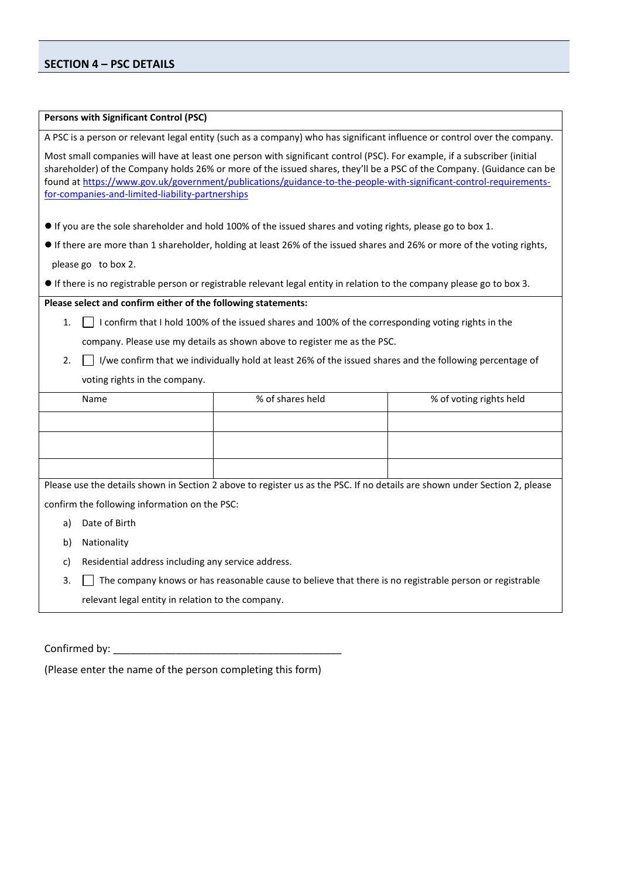## SECTION 4 – PSC DETAILS

**Persons with Significant Control (PSC)**

A PSC is a person or relevant legal entity (such as a company) who has significant influence or control over the company.

Most small companies will have at least one person with significant control (PSC). For example, if a subscriber (initial shareholder) of the Company holds 26% or more of the issued shares, they'll be a PSC of the Company. (Guidance can be found at [https://www.gov.uk/government/publications/guidance-to-the-people-with-significant-control-requirements-for-companies-and-limited-liability-partnerships](https://www.gov.uk/government/publications/guidance-to-the-people-with-significant-control-requirements-for-companies-and-limited-liability-partnerships)

- If you are the sole shareholder and hold 100% of the issued shares and voting rights, please go to box 1.
- If there are more than 1 shareholder, holding at least 26% of the issued shares and 26% or more of the voting rights, please go to box 2.
- If there is no registrable person or registrable relevant legal entity in relation to the company please go to box 3.

**Please select and confirm either of the following statements:**

1. ☐ I confirm that I hold 100% of the issued shares and 100% of the corresponding voting rights in the company. Please use my details as shown above to register me as the PSC.
2. ☐ I/we confirm that we individually hold at least 26% of the issued shares and the following percentage of voting rights in the company.

| Name | % of shares held | % of voting rights held |
|---|---|---|
| | | |
| | | |
| | | |

Please use the details shown in Section 2 above to register us as the PSC. If no details are shown under Section 2, please confirm the following information on the PSC:

a) Date of Birth
b) Nationality
c) Residential address including any service address.

3. ☐ The company knows or has reasonable cause to believe that there is no registrable person or registrable relevant legal entity in relation to the company.

Confirmed by: ________________________________________

(Please enter the name of the person completing this form)